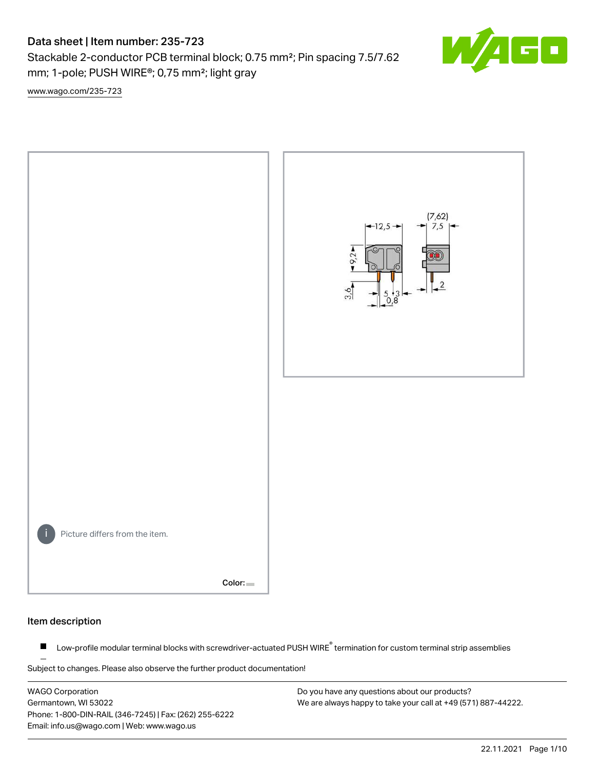# Data sheet | Item number: 235-723

Stackable 2-conductor PCB terminal block; 0.75 mm²; Pin spacing 7.5/7.62 mm; 1-pole; PUSH WIRE®; 0,75 mm²; light gray

www.wago.com/235-723

Picture differs from the item.

Color:

## Item description

- Low-profile modular terminal blocks with screwdriver-actuated PUSH WIRE® termination for custom terminal strip assemblies

Subject to changes. Please also observe the further product documentation!

WAGO Corporation
Germantown, WI 53022
Phone: 1-800-DIN-RAIL (346-7245) | Fax: (262) 255-6222
Email: info.us@wago.com | Web: www.wago.us

Do you have any questions about our products?
We are always happy to take your call at +49 (571) 887-44222.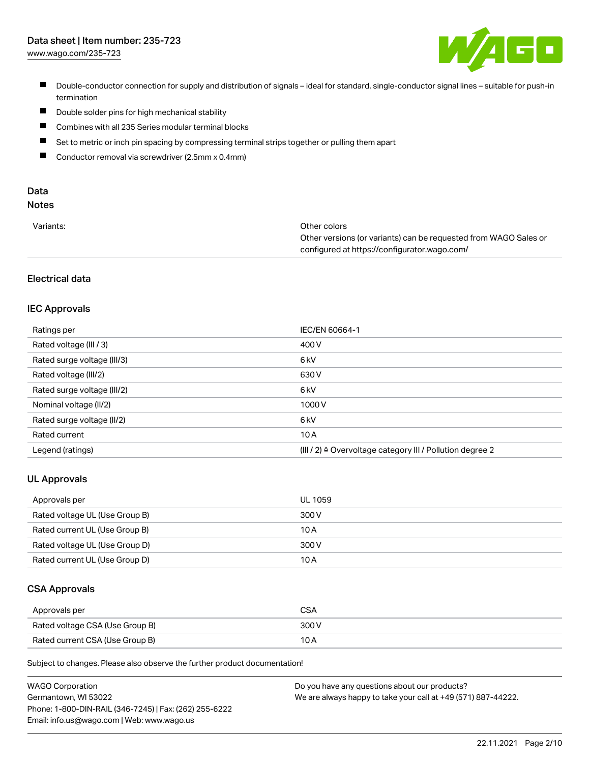- Double-conductor connection for supply and distribution of signals – ideal for standard, single-conductor signal lines – suitable for push-in termination
- Double solder pins for high mechanical stability
- Combines with all 235 Series modular terminal blocks
- Set to metric or inch pin spacing by compressing terminal strips together or pulling them apart
- Conductor removal via screwdriver (2.5mm x 0.4mm)

## Data

### Notes

| | |
|---|---|
| Variants: | Other colors<br>Other versions (or variants) can be requested from WAGO Sales or configured at https://configurator.wago.com/ |

### Electrical data

#### IEC Approvals

| | |
|---|---|
| Ratings per | IEC/EN 60664-1 |
| Rated voltage (III / 3) | 400 V |
| Rated surge voltage (III/3) | 6 kV |
| Rated voltage (III/2) | 630 V |
| Rated surge voltage (III/2) | 6 kV |
| Nominal voltage (II/2) | 1000 V |
| Rated surge voltage (II/2) | 6 kV |
| Rated current | 10 A |
| Legend (ratings) | (III / 2) ≙ Overvoltage category III / Pollution degree 2 |

#### UL Approvals

| | |
|---|---|
| Approvals per | UL 1059 |
| Rated voltage UL (Use Group B) | 300 V |
| Rated current UL (Use Group B) | 10 A |
| Rated voltage UL (Use Group D) | 300 V |
| Rated current UL (Use Group D) | 10 A |

#### CSA Approvals

| | |
|---|---|
| Approvals per | CSA |
| Rated voltage CSA (Use Group B) | 300 V |
| Rated current CSA (Use Group B) | 10 A |

Subject to changes. Please also observe the further product documentation!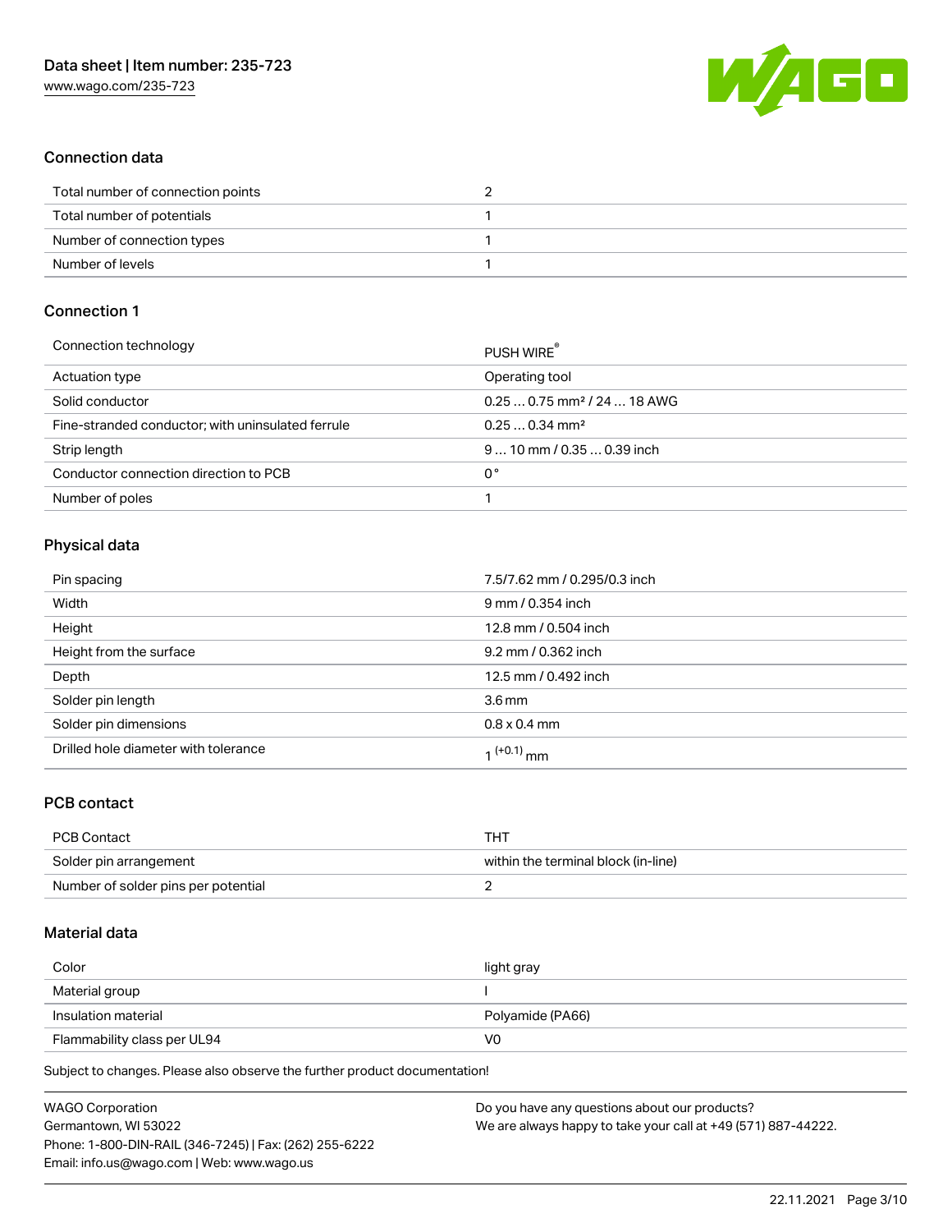## Connection data

| | |
|---|---|
| Total number of connection points | 2 |
| Total number of potentials | 1 |
| Number of connection types | 1 |
| Number of levels | 1 |

## Connection 1

| | |
|---|---|
| Connection technology | PUSH WIRE® |
| Actuation type | Operating tool |
| Solid conductor | 0.25 … 0.75 mm² / 24 … 18 AWG |
| Fine-stranded conductor; with uninsulated ferrule | 0.25 … 0.34 mm² |
| Strip length | 9 … 10 mm / 0.35 … 0.39 inch |
| Conductor connection direction to PCB | 0 ° |
| Number of poles | 1 |

## Physical data

| | |
|---|---|
| Pin spacing | 7.5/7.62 mm / 0.295/0.3 inch |
| Width | 9 mm / 0.354 inch |
| Height | 12.8 mm / 0.504 inch |
| Height from the surface | 9.2 mm / 0.362 inch |
| Depth | 12.5 mm / 0.492 inch |
| Solder pin length | 3.6 mm |
| Solder pin dimensions | 0.8 x 0.4 mm |
| Drilled hole diameter with tolerance | $1^{(+0.1)}$ mm |

## PCB contact

| | |
|---|---|
| PCB Contact | THT |
| Solder pin arrangement | within the terminal block (in-line) |
| Number of solder pins per potential | 2 |

## Material data

| | |
|---|---|
| Color | light gray |
| Material group | I |
| Insulation material | Polyamide (PA66) |
| Flammability class per UL94 | V0 |

Subject to changes. Please also observe the further product documentation!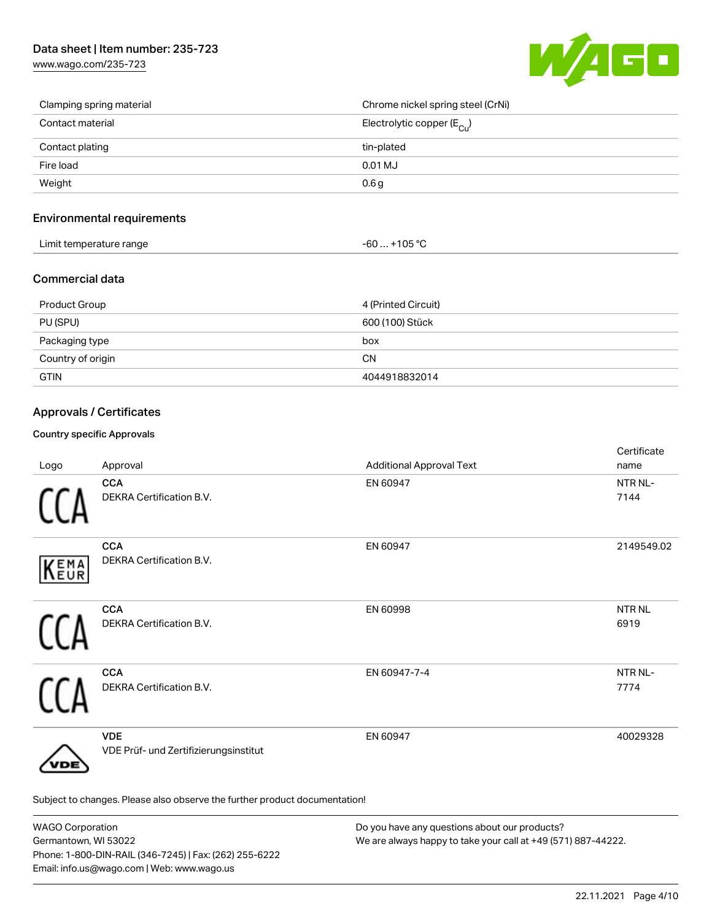| | |
|---|---|
| Clamping spring material | Chrome nickel spring steel (CrNi) |
| Contact material | Electrolytic copper ($E_{Cu}$) |
| Contact plating | tin-plated |
| Fire load | 0.01 MJ |
| Weight | 0.6 g |

## Environmental requirements

| | |
|---|---|
| Limit temperature range | -60 … +105 °C |

## Commercial data

| | |
|---|---|
| Product Group | 4 (Printed Circuit) |
| PU (SPU) | 600 (100) Stück |
| Packaging type | box |
| Country of origin | CN |
| GTIN | 4044918832014 |

## Approvals / Certificates

### Country specific Approvals

| Logo | Approval | Additional Approval Text | Certificate name |
|---|---|---|---|
| CCA | **CCA**<br>DEKRA Certification B.V. | EN 60947 | NTR NL-7144 |
| KEMA EUR | **CCA**<br>DEKRA Certification B.V. | EN 60947 | 2149549.02 |
| CCA | **CCA**<br>DEKRA Certification B.V. | EN 60998 | NTR NL 6919 |
| CCA | **CCA**<br>DEKRA Certification B.V. | EN 60947-7-4 | NTR NL-7774 |
| VDE | **VDE**<br>VDE Prüf- und Zertifizierungsinstitut | EN 60947 | 40029328 |

Subject to changes. Please also observe the further product documentation!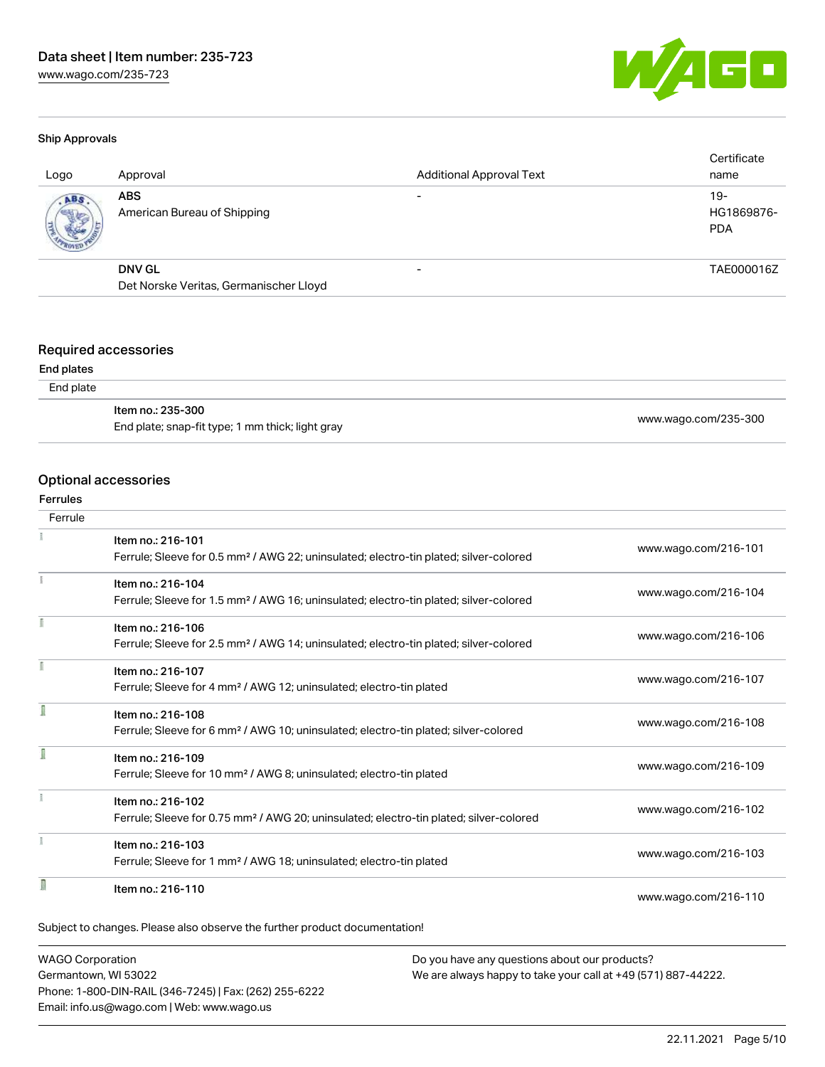#### Ship Approvals

| Logo | Approval | Additional Approval Text | Certificate name |
| --- | --- | --- | --- |
| | **ABS**<br>American Bureau of Shipping | - | 19-HG1869876-PDA |
| | **DNV GL**<br>Det Norske Veritas, Germanischer Lloyd | - | TAE000016Z |

## Required accessories

#### End plates

End plate

| Item | Link |
| --- | --- |
| Item no.: 235-300<br>End plate; snap-fit type; 1 mm thick; light gray | www.wago.com/235-300 |

## Optional accessories

#### Ferrules

Ferrule

| Item | Link |
| --- | --- |
| Item no.: 216-101<br>Ferrule; Sleeve for 0.5 mm² / AWG 22; uninsulated; electro-tin plated; silver-colored | www.wago.com/216-101 |
| Item no.: 216-104<br>Ferrule; Sleeve for 1.5 mm² / AWG 16; uninsulated; electro-tin plated; silver-colored | www.wago.com/216-104 |
| Item no.: 216-106<br>Ferrule; Sleeve for 2.5 mm² / AWG 14; uninsulated; electro-tin plated; silver-colored | www.wago.com/216-106 |
| Item no.: 216-107<br>Ferrule; Sleeve for 4 mm² / AWG 12; uninsulated; electro-tin plated | www.wago.com/216-107 |
| Item no.: 216-108<br>Ferrule; Sleeve for 6 mm² / AWG 10; uninsulated; electro-tin plated; silver-colored | www.wago.com/216-108 |
| Item no.: 216-109<br>Ferrule; Sleeve for 10 mm² / AWG 8; uninsulated; electro-tin plated | www.wago.com/216-109 |
| Item no.: 216-102<br>Ferrule; Sleeve for 0.75 mm² / AWG 20; uninsulated; electro-tin plated; silver-colored | www.wago.com/216-102 |
| Item no.: 216-103<br>Ferrule; Sleeve for 1 mm² / AWG 18; uninsulated; electro-tin plated | www.wago.com/216-103 |
| Item no.: 216-110 | www.wago.com/216-110 |

Subject to changes. Please also observe the further product documentation!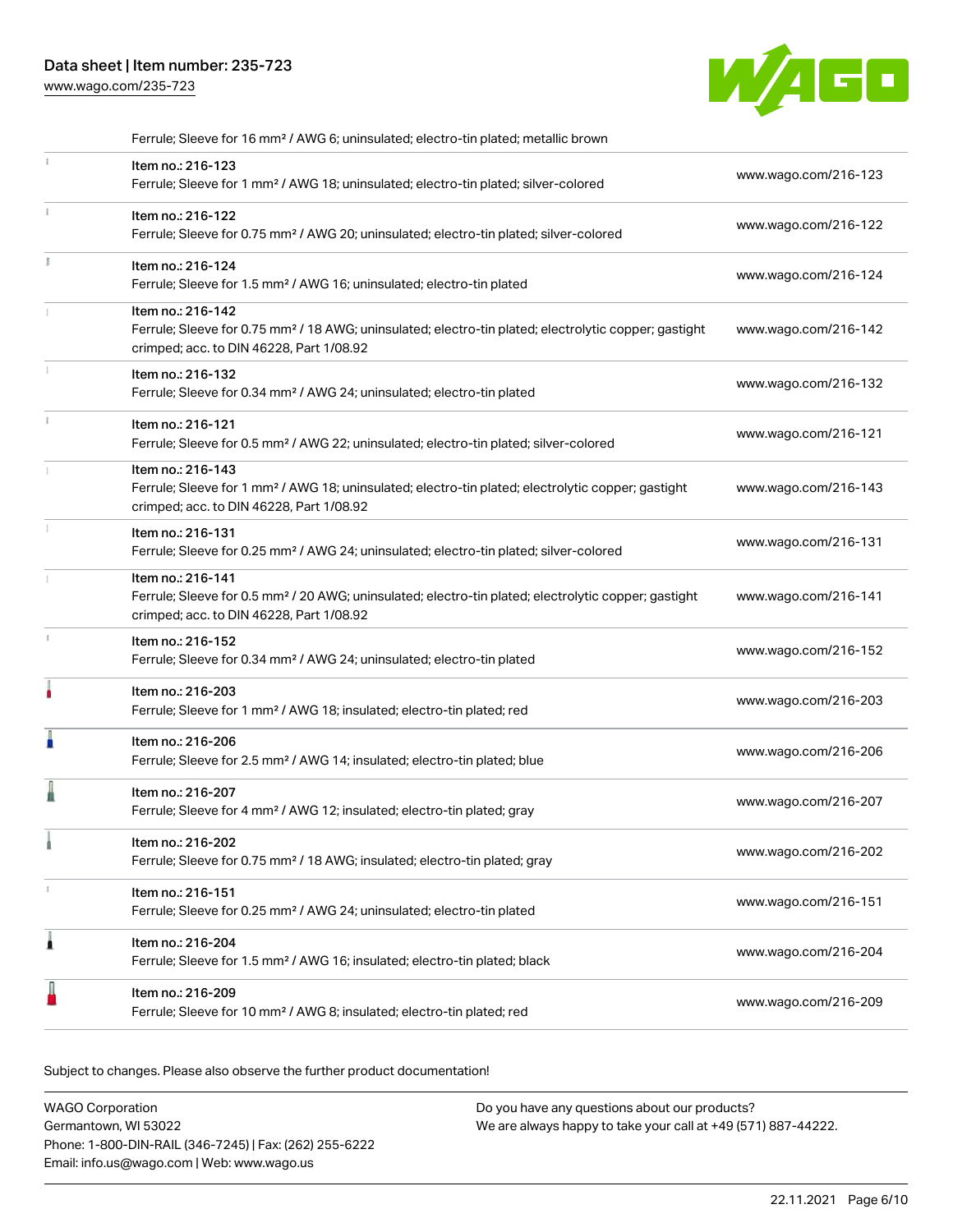| | | |
|---|---|---|
| | Ferrule; Sleeve for 16 mm² / AWG 6; uninsulated; electro-tin plated; metallic brown | |
| | Item no.: 216-123<br>Ferrule; Sleeve for 1 mm² / AWG 18; uninsulated; electro-tin plated; silver-colored | www.wago.com/216-123 |
| | Item no.: 216-122<br>Ferrule; Sleeve for 0.75 mm² / AWG 20; uninsulated; electro-tin plated; silver-colored | www.wago.com/216-122 |
| | Item no.: 216-124<br>Ferrule; Sleeve for 1.5 mm² / AWG 16; uninsulated; electro-tin plated | www.wago.com/216-124 |
| | Item no.: 216-142<br>Ferrule; Sleeve for 0.75 mm² / 18 AWG; uninsulated; electro-tin plated; electrolytic copper; gastight crimped; acc. to DIN 46228, Part 1/08.92 | www.wago.com/216-142 |
| | Item no.: 216-132<br>Ferrule; Sleeve for 0.34 mm² / AWG 24; uninsulated; electro-tin plated | www.wago.com/216-132 |
| | Item no.: 216-121<br>Ferrule; Sleeve for 0.5 mm² / AWG 22; uninsulated; electro-tin plated; silver-colored | www.wago.com/216-121 |
| | Item no.: 216-143<br>Ferrule; Sleeve for 1 mm² / AWG 18; uninsulated; electro-tin plated; electrolytic copper; gastight crimped; acc. to DIN 46228, Part 1/08.92 | www.wago.com/216-143 |
| | Item no.: 216-131<br>Ferrule; Sleeve for 0.25 mm² / AWG 24; uninsulated; electro-tin plated; silver-colored | www.wago.com/216-131 |
| | Item no.: 216-141<br>Ferrule; Sleeve for 0.5 mm² / 20 AWG; uninsulated; electro-tin plated; electrolytic copper; gastight crimped; acc. to DIN 46228, Part 1/08.92 | www.wago.com/216-141 |
| | Item no.: 216-152<br>Ferrule; Sleeve for 0.34 mm² / AWG 24; uninsulated; electro-tin plated | www.wago.com/216-152 |
| | Item no.: 216-203<br>Ferrule; Sleeve for 1 mm² / AWG 18; insulated; electro-tin plated; red | www.wago.com/216-203 |
| | Item no.: 216-206<br>Ferrule; Sleeve for 2.5 mm² / AWG 14; insulated; electro-tin plated; blue | www.wago.com/216-206 |
| | Item no.: 216-207<br>Ferrule; Sleeve for 4 mm² / AWG 12; insulated; electro-tin plated; gray | www.wago.com/216-207 |
| | Item no.: 216-202<br>Ferrule; Sleeve for 0.75 mm² / 18 AWG; insulated; electro-tin plated; gray | www.wago.com/216-202 |
| | Item no.: 216-151<br>Ferrule; Sleeve for 0.25 mm² / AWG 24; uninsulated; electro-tin plated | www.wago.com/216-151 |
| | Item no.: 216-204<br>Ferrule; Sleeve for 1.5 mm² / AWG 16; insulated; electro-tin plated; black | www.wago.com/216-204 |
| | Item no.: 216-209<br>Ferrule; Sleeve for 10 mm² / AWG 8; insulated; electro-tin plated; red | www.wago.com/216-209 |

Subject to changes. Please also observe the further product documentation!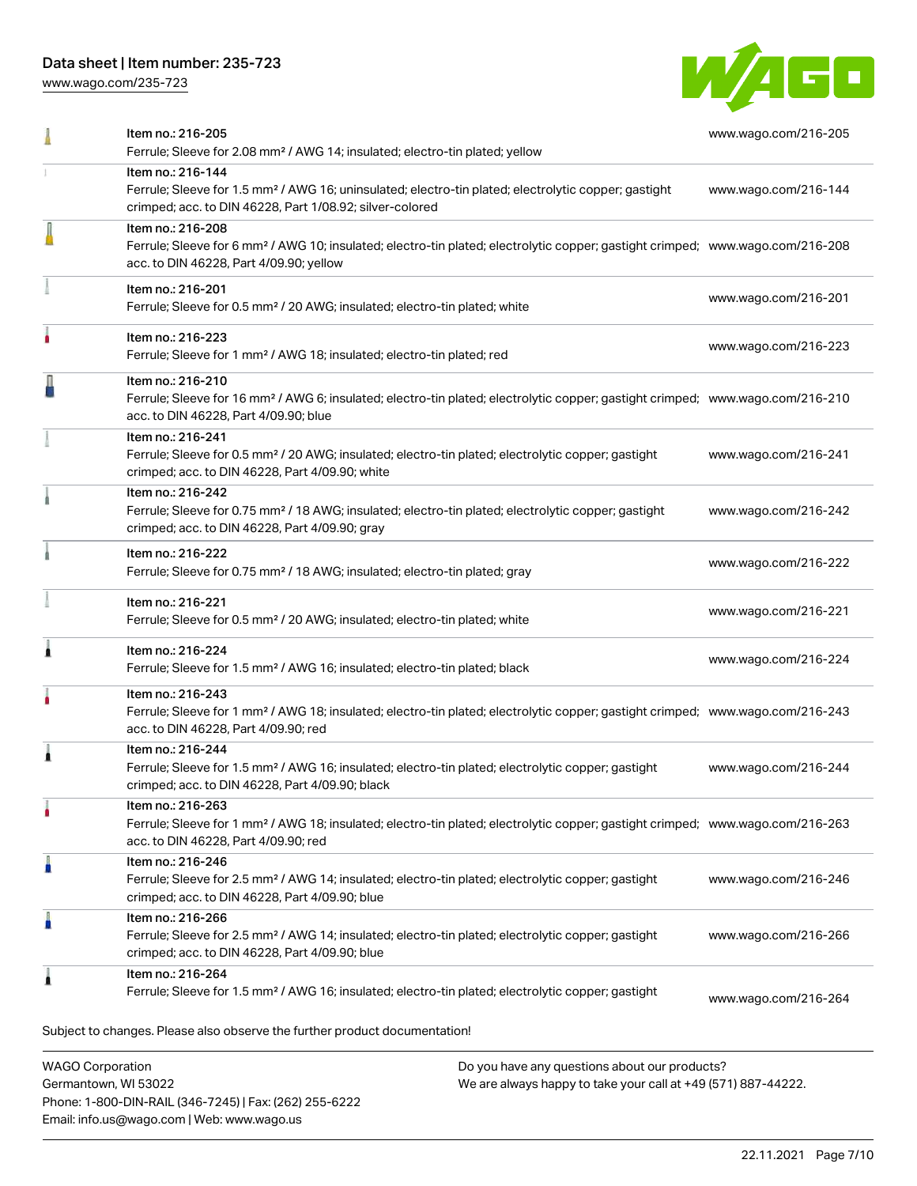| | | |
|---|---|---|
| Item no.: 216-205<br>Ferrule; Sleeve for 2.08 mm² / AWG 14; insulated; electro-tin plated; yellow | www.wago.com/216-205 |
| Item no.: 216-144<br>Ferrule; Sleeve for 1.5 mm² / AWG 16; uninsulated; electro-tin plated; electrolytic copper; gastight crimped; acc. to DIN 46228, Part 1/08.92; silver-colored | www.wago.com/216-144 |
| Item no.: 216-208<br>Ferrule; Sleeve for 6 mm² / AWG 10; insulated; electro-tin plated; electrolytic copper; gastight crimped; acc. to DIN 46228, Part 4/09.90; yellow | www.wago.com/216-208 |
| Item no.: 216-201<br>Ferrule; Sleeve for 0.5 mm² / 20 AWG; insulated; electro-tin plated; white | www.wago.com/216-201 |
| Item no.: 216-223<br>Ferrule; Sleeve for 1 mm² / AWG 18; insulated; electro-tin plated; red | www.wago.com/216-223 |
| Item no.: 216-210<br>Ferrule; Sleeve for 16 mm² / AWG 6; insulated; electro-tin plated; electrolytic copper; gastight crimped; acc. to DIN 46228, Part 4/09.90; blue | www.wago.com/216-210 |
| Item no.: 216-241<br>Ferrule; Sleeve for 0.5 mm² / 20 AWG; insulated; electro-tin plated; electrolytic copper; gastight crimped; acc. to DIN 46228, Part 4/09.90; white | www.wago.com/216-241 |
| Item no.: 216-242<br>Ferrule; Sleeve for 0.75 mm² / 18 AWG; insulated; electro-tin plated; electrolytic copper; gastight crimped; acc. to DIN 46228, Part 4/09.90; gray | www.wago.com/216-242 |
| Item no.: 216-222<br>Ferrule; Sleeve for 0.75 mm² / 18 AWG; insulated; electro-tin plated; gray | www.wago.com/216-222 |
| Item no.: 216-221<br>Ferrule; Sleeve for 0.5 mm² / 20 AWG; insulated; electro-tin plated; white | www.wago.com/216-221 |
| Item no.: 216-224<br>Ferrule; Sleeve for 1.5 mm² / AWG 16; insulated; electro-tin plated; black | www.wago.com/216-224 |
| Item no.: 216-243<br>Ferrule; Sleeve for 1 mm² / AWG 18; insulated; electro-tin plated; electrolytic copper; gastight crimped; acc. to DIN 46228, Part 4/09.90; red | www.wago.com/216-243 |
| Item no.: 216-244<br>Ferrule; Sleeve for 1.5 mm² / AWG 16; insulated; electro-tin plated; electrolytic copper; gastight crimped; acc. to DIN 46228, Part 4/09.90; black | www.wago.com/216-244 |
| Item no.: 216-263<br>Ferrule; Sleeve for 1 mm² / AWG 18; insulated; electro-tin plated; electrolytic copper; gastight crimped; acc. to DIN 46228, Part 4/09.90; red | www.wago.com/216-263 |
| Item no.: 216-246<br>Ferrule; Sleeve for 2.5 mm² / AWG 14; insulated; electro-tin plated; electrolytic copper; gastight crimped; acc. to DIN 46228, Part 4/09.90; blue | www.wago.com/216-246 |
| Item no.: 216-266<br>Ferrule; Sleeve for 2.5 mm² / AWG 14; insulated; electro-tin plated; electrolytic copper; gastight crimped; acc. to DIN 46228, Part 4/09.90; blue | www.wago.com/216-266 |
| Item no.: 216-264<br>Ferrule; Sleeve for 1.5 mm² / AWG 16; insulated; electro-tin plated; electrolytic copper; gastight | www.wago.com/216-264 |

Subject to changes. Please also observe the further product documentation!

WAGO Corporation
Germantown, WI 53022
Phone: 1-800-DIN-RAIL (346-7245) | Fax: (262) 255-6222
Email: info.us@wago.com | Web: www.wago.us

Do you have any questions about our products?
We are always happy to take your call at +49 (571) 887-44222.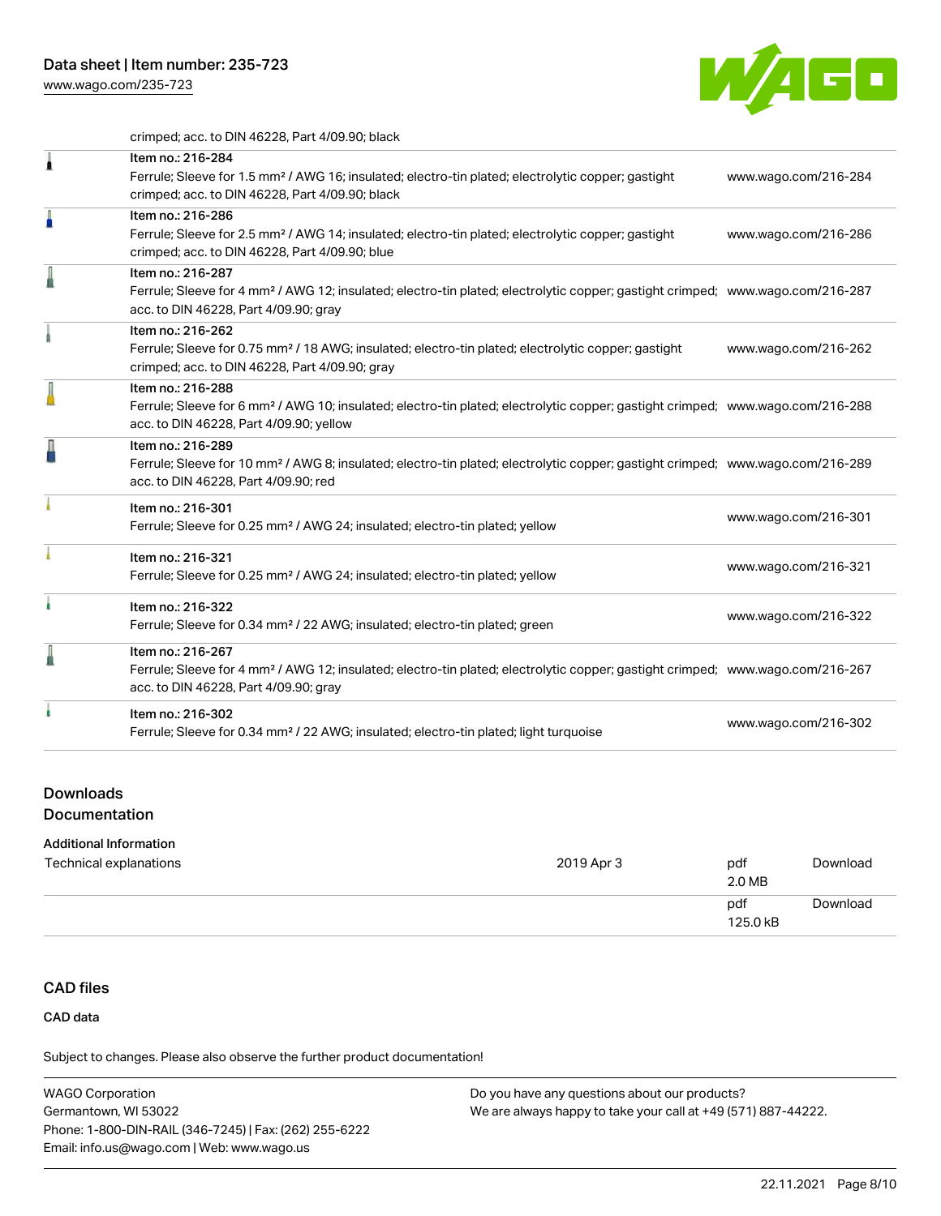crimped; acc. to DIN 46228, Part 4/09.90; black

| | | |
|---|---|---|
| | Item no.: 216-284<br>Ferrule; Sleeve for 1.5 mm² / AWG 16; insulated; electro-tin plated; electrolytic copper; gastight crimped; acc. to DIN 46228, Part 4/09.90; black | www.wago.com/216-284 |
| | Item no.: 216-286<br>Ferrule; Sleeve for 2.5 mm² / AWG 14; insulated; electro-tin plated; electrolytic copper; gastight crimped; acc. to DIN 46228, Part 4/09.90; blue | www.wago.com/216-286 |
| | Item no.: 216-287<br>Ferrule; Sleeve for 4 mm² / AWG 12; insulated; electro-tin plated; electrolytic copper; gastight crimped; acc. to DIN 46228, Part 4/09.90; gray | www.wago.com/216-287 |
| | Item no.: 216-262<br>Ferrule; Sleeve for 0.75 mm² / 18 AWG; insulated; electro-tin plated; electrolytic copper; gastight crimped; acc. to DIN 46228, Part 4/09.90; gray | www.wago.com/216-262 |
| | Item no.: 216-288<br>Ferrule; Sleeve for 6 mm² / AWG 10; insulated; electro-tin plated; electrolytic copper; gastight crimped; acc. to DIN 46228, Part 4/09.90; yellow | www.wago.com/216-288 |
| | Item no.: 216-289<br>Ferrule; Sleeve for 10 mm² / AWG 8; insulated; electro-tin plated; electrolytic copper; gastight crimped; acc. to DIN 46228, Part 4/09.90; red | www.wago.com/216-289 |
| | Item no.: 216-301<br>Ferrule; Sleeve for 0.25 mm² / AWG 24; insulated; electro-tin plated; yellow | www.wago.com/216-301 |
| | Item no.: 216-321<br>Ferrule; Sleeve for 0.25 mm² / AWG 24; insulated; electro-tin plated; yellow | www.wago.com/216-321 |
| | Item no.: 216-322<br>Ferrule; Sleeve for 0.34 mm² / 22 AWG; insulated; electro-tin plated; green | www.wago.com/216-322 |
| | Item no.: 216-267<br>Ferrule; Sleeve for 4 mm² / AWG 12; insulated; electro-tin plated; electrolytic copper; gastight crimped; acc. to DIN 46228, Part 4/09.90; gray | www.wago.com/216-267 |
| | Item no.: 216-302<br>Ferrule; Sleeve for 0.34 mm² / 22 AWG; insulated; electro-tin plated; light turquoise | www.wago.com/216-302 |

## Downloads
## Documentation

### Additional Information

| | | | |
|---|---|---|---|
| Technical explanations | 2019 Apr 3 | pdf<br>2.0 MB | Download |
| | | pdf<br>125.0 kB | Download |

## CAD files

### CAD data

Subject to changes. Please also observe the further product documentation!

WAGO Corporation
Germantown, WI 53022
Phone: 1-800-DIN-RAIL (346-7245) | Fax: (262) 255-6222
Email: info.us@wago.com | Web: www.wago.us

Do you have any questions about our products?
We are always happy to take your call at +49 (571) 887-44222.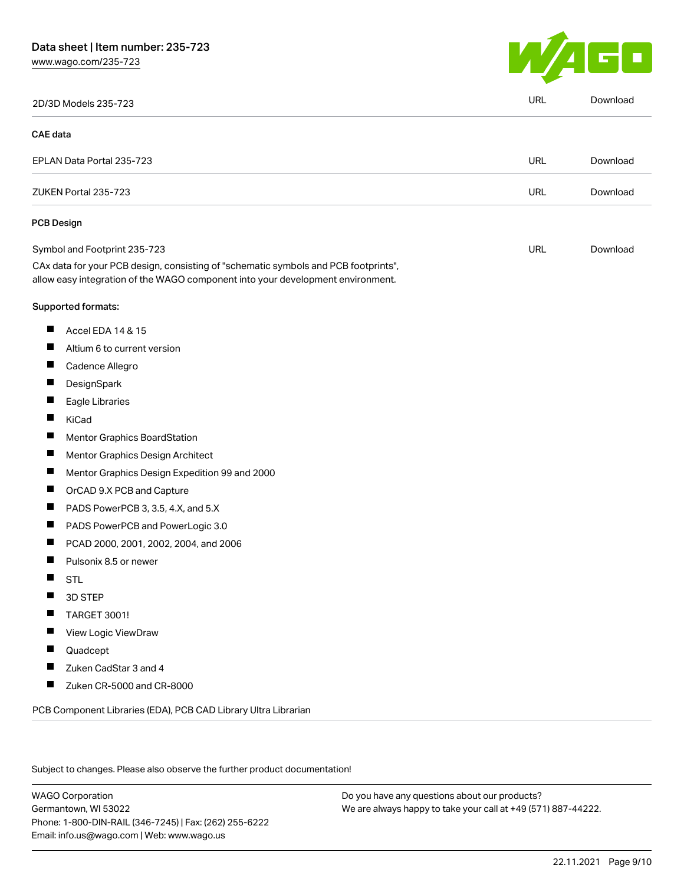| 2D/3D Models 235-723 | URL | Download |
| --- | --- | --- |

### CAE data

| EPLAN Data Portal 235-723 | URL | Download |
| --- | --- | --- |
| ZUKEN Portal 235-723 | URL | Download |

### PCB Design

| Symbol and Footprint 235-723 | URL | Download |
| --- | --- | --- |

CAx data for your PCB design, consisting of "schematic symbols and PCB footprints", allow easy integration of the WAGO component into your development environment.

Supported formats:

- Accel EDA 14 & 15
- Altium 6 to current version
- Cadence Allegro
- DesignSpark
- Eagle Libraries
- KiCad
- Mentor Graphics BoardStation
- Mentor Graphics Design Architect
- Mentor Graphics Design Expedition 99 and 2000
- OrCAD 9.X PCB and Capture
- PADS PowerPCB 3, 3.5, 4.X, and 5.X
- PADS PowerPCB and PowerLogic 3.0
- PCAD 2000, 2001, 2002, 2004, and 2006
- Pulsonix 8.5 or newer
- STL
- 3D STEP
- TARGET 3001!
- View Logic ViewDraw
- Quadcept
- Zuken CadStar 3 and 4
- Zuken CR-5000 and CR-8000

PCB Component Libraries (EDA), PCB CAD Library Ultra Librarian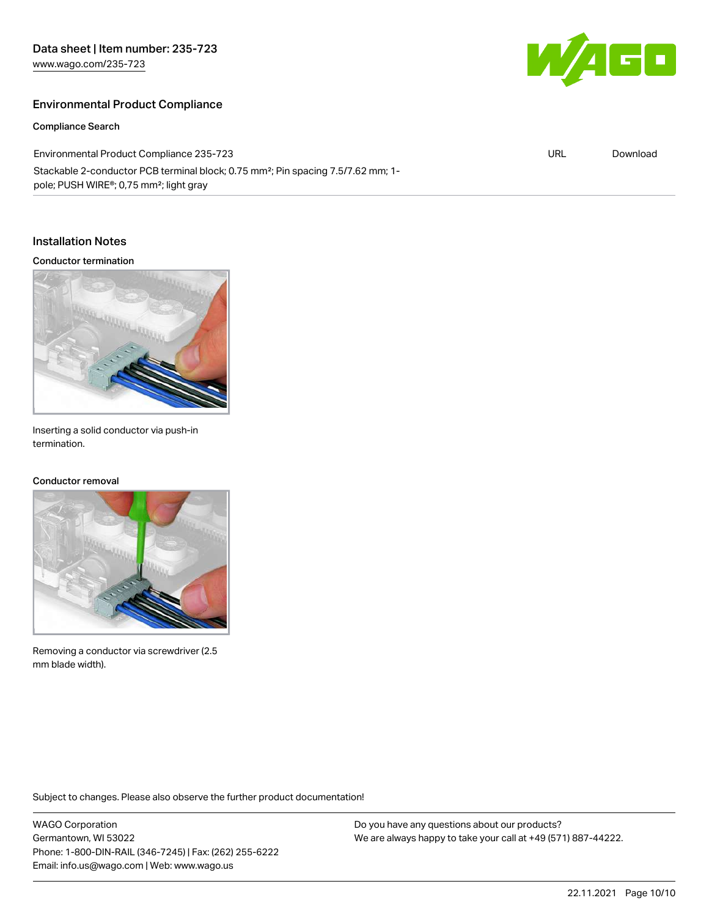## Environmental Product Compliance

### Compliance Search

| | | |
|---|---|---|
| Environmental Product Compliance 235-723<br>Stackable 2-conductor PCB terminal block; 0.75 mm²; Pin spacing 7.5/7.62 mm; 1-pole; PUSH WIRE®; 0,75 mm²; light gray | URL | Download |

## Installation Notes

### Conductor termination

Inserting a solid conductor via push-in termination.

### Conductor removal

Removing a conductor via screwdriver (2.5 mm blade width).

Subject to changes. Please also observe the further product documentation!

WAGO Corporation
Germantown, WI 53022
Phone: 1-800-DIN-RAIL (346-7245) | Fax: (262) 255-6222
Email: info.us@wago.com | Web: www.wago.us

Do you have any questions about our products?
We are always happy to take your call at +49 (571) 887-44222.